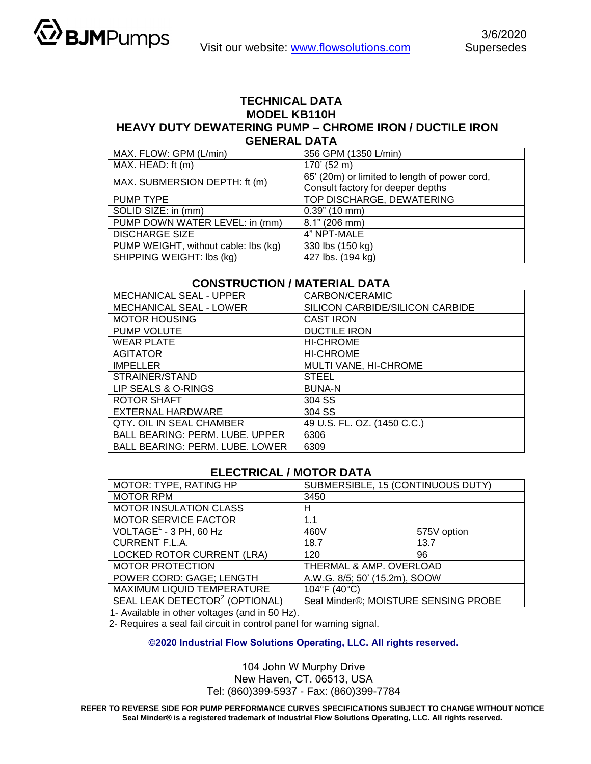BJMPumps

Visit our website: www.flowsolutions.com

3/6/2020
Supersedes

# TECHNICAL DATA
# MODEL KB110H
## HEAVY DUTY DEWATERING PUMP – CHROME IRON / DUCTILE IRON

### GENERAL DATA

| | |
|---|---|
| MAX. FLOW: GPM (L/min) | 356 GPM (1350 L/min) |
| MAX. HEAD: ft (m) | 170' (52 m) |
| MAX. SUBMERSION DEPTH: ft (m) | 65' (20m) or limited to length of power cord, Consult factory for deeper depths |
| PUMP TYPE | TOP DISCHARGE, DEWATERING |
| SOLID SIZE: in (mm) | 0.39" (10 mm) |
| PUMP DOWN WATER LEVEL: in (mm) | 8.1" (206 mm) |
| DISCHARGE SIZE | 4" NPT-MALE |
| PUMP WEIGHT, without cable: lbs (kg) | 330 lbs (150 kg) |
| SHIPPING WEIGHT: lbs (kg) | 427 lbs. (194 kg) |

### CONSTRUCTION / MATERIAL DATA

| | |
|---|---|
| MECHANICAL SEAL - UPPER | CARBON/CERAMIC |
| MECHANICAL SEAL - LOWER | SILICON CARBIDE/SILICON CARBIDE |
| MOTOR HOUSING | CAST IRON |
| PUMP VOLUTE | DUCTILE IRON |
| WEAR PLATE | HI-CHROME |
| AGITATOR | HI-CHROME |
| IMPELLER | MULTI VANE, HI-CHROME |
| STRAINER/STAND | STEEL |
| LIP SEALS & O-RINGS | BUNA-N |
| ROTOR SHAFT | 304 SS |
| EXTERNAL HARDWARE | 304 SS |
| QTY. OIL IN SEAL CHAMBER | 49 U.S. FL. OZ. (1450 C.C.) |
| BALL BEARING: PERM. LUBE. UPPER | 6306 |
| BALL BEARING: PERM. LUBE. LOWER | 6309 |

### ELECTRICAL / MOTOR DATA

| | | |
|---|---|---|
| MOTOR: TYPE, RATING HP | SUBMERSIBLE, 15 (CONTINUOUS DUTY) | |
| MOTOR RPM | 3450 | |
| MOTOR INSULATION CLASS | H | |
| MOTOR SERVICE FACTOR | 1.1 | |
| VOLTAGE[1] - 3 PH, 60 Hz | 460V | 575V option |
| CURRENT F.L.A. | 18.7 | 13.7 |
| LOCKED ROTOR CURRENT (LRA) | 120 | 96 |
| MOTOR PROTECTION | THERMAL & AMP. OVERLOAD | |
| POWER CORD: GAGE; LENGTH | A.W.G. 8/5; 50' (15.2m), SOOW | |
| MAXIMUM LIQUID TEMPERATURE | 104°F (40°C) | |
| SEAL LEAK DETECTOR[2] (OPTIONAL) | Seal Minder®; MOISTURE SENSING PROBE | |

1- Available in other voltages (and in 50 Hz).

2- Requires a seal fail circuit in control panel for warning signal.

**©2020 Industrial Flow Solutions Operating, LLC. All rights reserved.**

104 John W Murphy Drive
New Haven, CT. 06513, USA
Tel: (860)399-5937 - Fax: (860)399-7784

**REFER TO REVERSE SIDE FOR PUMP PERFORMANCE CURVES SPECIFICATIONS SUBJECT TO CHANGE WITHOUT NOTICE**
**Seal Minder® is a registered trademark of Industrial Flow Solutions Operating, LLC. All rights reserved.**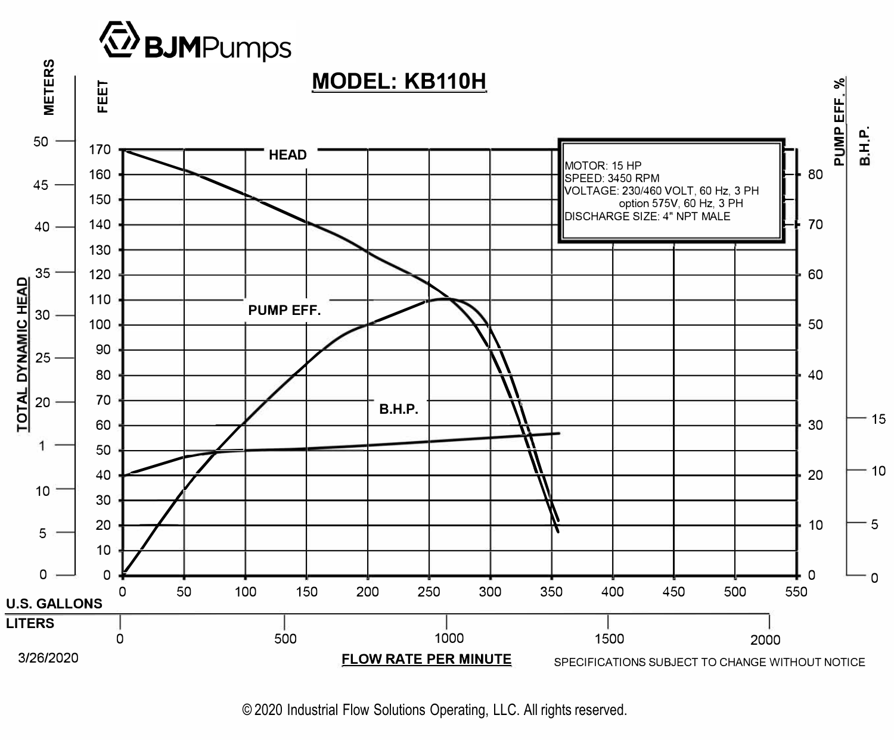BJMPumps

# MODEL: KB110H

MOTOR: 15 HP
SPEED: 3450 RPM
VOLTAGE: 230/460 VOLT, 60 Hz, 3 PH
option 575V, 60 Hz, 3 PH
DISCHARGE SIZE: 4" NPT MALE

METERS
FEET
TOTAL DYNAMIC HEAD
PUMP EFF. %
B.H.P.

HEAD
PUMP EFF.
B.H.P.

METERS: 0, 5, 10, 1, 20, 25, 30, 35, 40, 45, 50

FEET: 0, 10, 20, 30, 40, 50, 60, 70, 80, 90, 100, 110, 120, 130, 140, 150, 160, 170

PUMP EFF. %: 0, 10, 20, 30, 40, 50, 60, 70, 80

B.H.P.: 0, 5, 10, 15

U.S. GALLONS: 0, 50, 100, 150, 200, 250, 300, 350, 400, 450, 500, 550

LITERS: 0, 500, 1000, 1500, 2000

FLOW RATE PER MINUTE

3/26/2020

SPECIFICATIONS SUBJECT TO CHANGE WITHOUT NOTICE

© 2020 Industrial Flow Solutions Operating, LLC. All rights reserved.